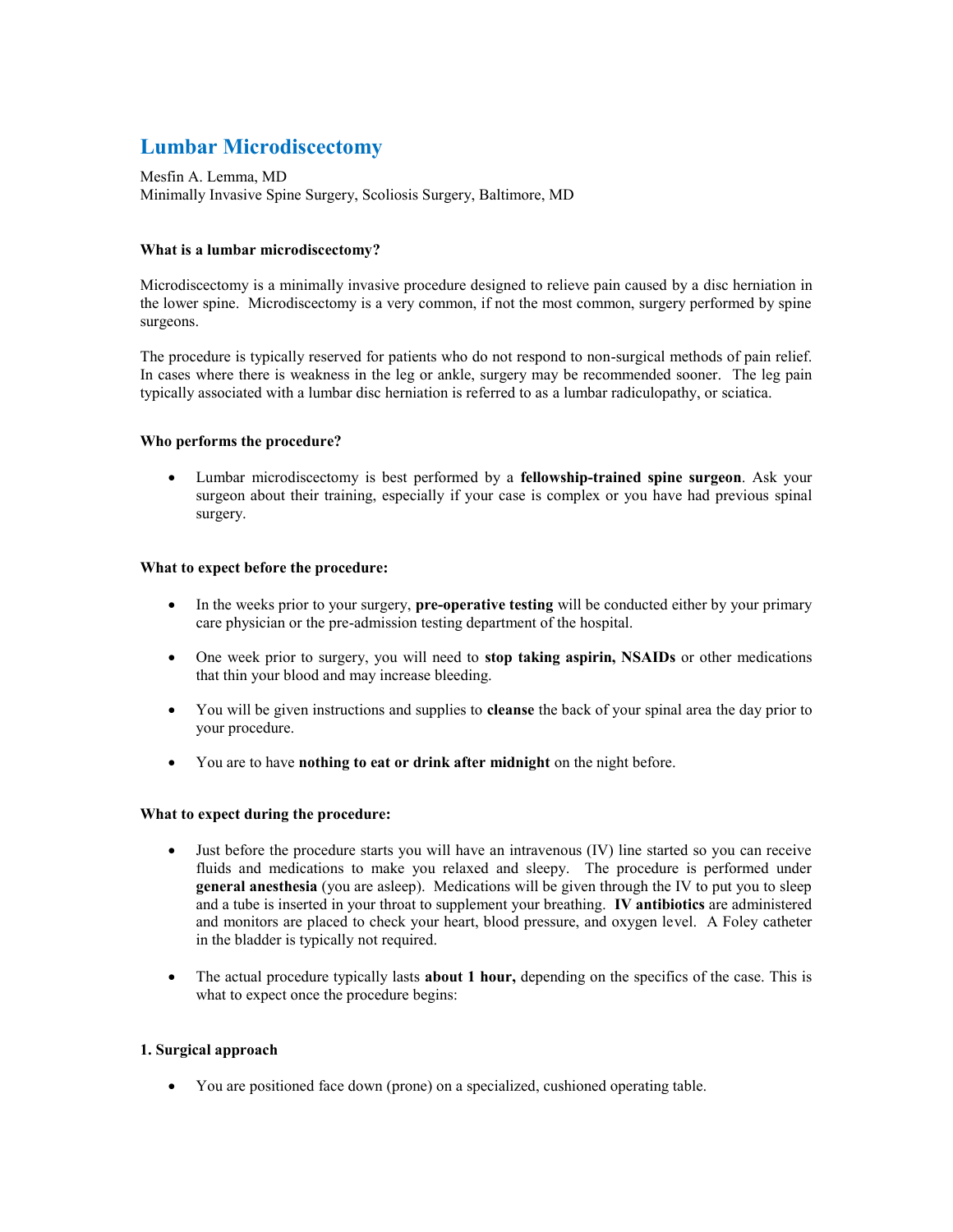# Lumbar Microdiscectomy

Mesfin A. Lemma, MD
Minimally Invasive Spine Surgery, Scoliosis Surgery, Baltimore, MD

**What is a lumbar microdiscectomy?**

Microdiscectomy is a minimally invasive procedure designed to relieve pain caused by a disc herniation in the lower spine. Microdiscectomy is a very common, if not the most common, surgery performed by spine surgeons.

The procedure is typically reserved for patients who do not respond to non-surgical methods of pain relief. In cases where there is weakness in the leg or ankle, surgery may be recommended sooner. The leg pain typically associated with a lumbar disc herniation is referred to as a lumbar radiculopathy, or sciatica.

**Who performs the procedure?**

- Lumbar microdiscectomy is best performed by a **fellowship-trained spine surgeon**. Ask your surgeon about their training, especially if your case is complex or you have had previous spinal surgery.

**What to expect before the procedure:**

- In the weeks prior to your surgery, **pre-operative testing** will be conducted either by your primary care physician or the pre-admission testing department of the hospital.
- One week prior to surgery, you will need to **stop taking aspirin, NSAIDs** or other medications that thin your blood and may increase bleeding.
- You will be given instructions and supplies to **cleanse** the back of your spinal area the day prior to your procedure.
- You are to have **nothing to eat or drink after midnight** on the night before.

**What to expect during the procedure:**

- Just before the procedure starts you will have an intravenous (IV) line started so you can receive fluids and medications to make you relaxed and sleepy. The procedure is performed under **general anesthesia** (you are asleep). Medications will be given through the IV to put you to sleep and a tube is inserted in your throat to supplement your breathing. **IV antibiotics** are administered and monitors are placed to check your heart, blood pressure, and oxygen level. A Foley catheter in the bladder is typically not required.
- The actual procedure typically lasts **about 1 hour,** depending on the specifics of the case. This is what to expect once the procedure begins:

**1. Surgical approach**

- You are positioned face down (prone) on a specialized, cushioned operating table.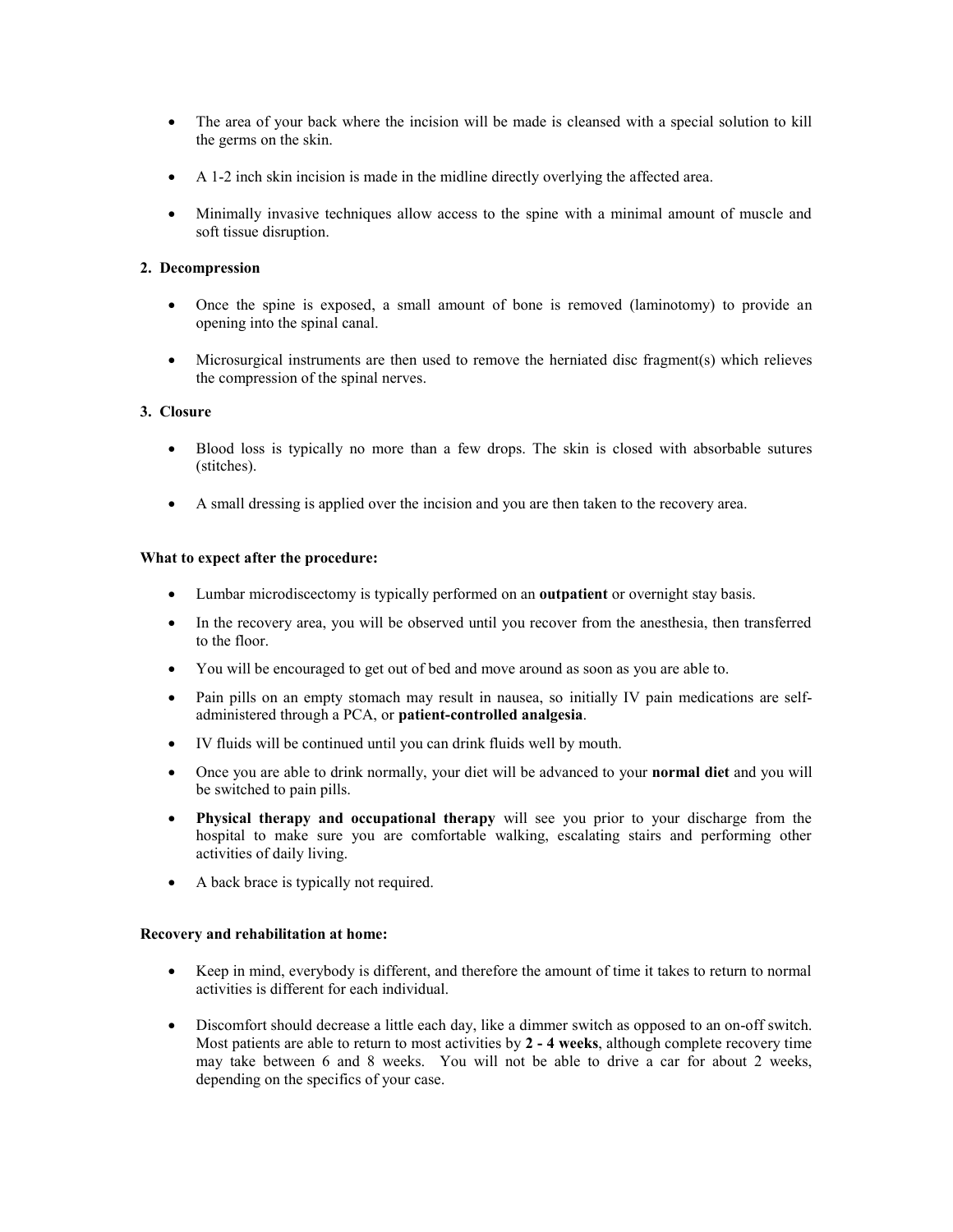- The area of your back where the incision will be made is cleansed with a special solution to kill the germs on the skin.
- A 1-2 inch skin incision is made in the midline directly overlying the affected area.
- Minimally invasive techniques allow access to the spine with a minimal amount of muscle and soft tissue disruption.

**2. Decompression**

- Once the spine is exposed, a small amount of bone is removed (laminotomy) to provide an opening into the spinal canal.
- Microsurgical instruments are then used to remove the herniated disc fragment(s) which relieves the compression of the spinal nerves.

**3. Closure**

- Blood loss is typically no more than a few drops. The skin is closed with absorbable sutures (stitches).
- A small dressing is applied over the incision and you are then taken to the recovery area.

**What to expect after the procedure:**

- Lumbar microdiscectomy is typically performed on an **outpatient** or overnight stay basis.
- In the recovery area, you will be observed until you recover from the anesthesia, then transferred to the floor.
- You will be encouraged to get out of bed and move around as soon as you are able to.
- Pain pills on an empty stomach may result in nausea, so initially IV pain medications are self-administered through a PCA, or **patient-controlled analgesia**.
- IV fluids will be continued until you can drink fluids well by mouth.
- Once you are able to drink normally, your diet will be advanced to your **normal diet** and you will be switched to pain pills.
- **Physical therapy and occupational therapy** will see you prior to your discharge from the hospital to make sure you are comfortable walking, escalating stairs and performing other activities of daily living.
- A back brace is typically not required.

**Recovery and rehabilitation at home:**

- Keep in mind, everybody is different, and therefore the amount of time it takes to return to normal activities is different for each individual.
- Discomfort should decrease a little each day, like a dimmer switch as opposed to an on-off switch. Most patients are able to return to most activities by **2 - 4 weeks**, although complete recovery time may take between 6 and 8 weeks. You will not be able to drive a car for about 2 weeks, depending on the specifics of your case.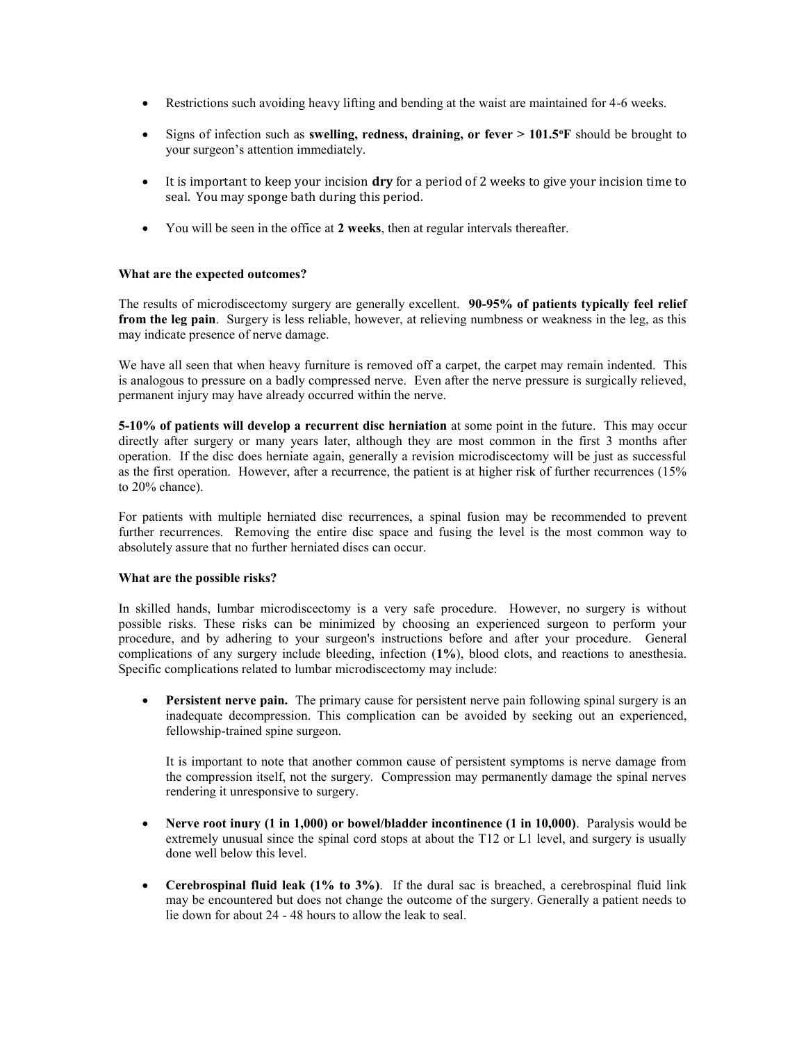- Restrictions such avoiding heavy lifting and bending at the waist are maintained for 4-6 weeks.

- Signs of infection such as **swelling, redness, draining, or fever > 101.5ºF** should be brought to your surgeon's attention immediately.

- It is important to keep your incision **dry** for a period of 2 weeks to give your incision time to seal. You may sponge bath during this period.

- You will be seen in the office at **2 weeks**, then at regular intervals thereafter.

**What are the expected outcomes?**

The results of microdiscectomy surgery are generally excellent. **90-95% of patients typically feel relief from the leg pain**. Surgery is less reliable, however, at relieving numbness or weakness in the leg, as this may indicate presence of nerve damage.

We have all seen that when heavy furniture is removed off a carpet, the carpet may remain indented. This is analogous to pressure on a badly compressed nerve. Even after the nerve pressure is surgically relieved, permanent injury may have already occurred within the nerve.

**5-10% of patients will develop a recurrent disc herniation** at some point in the future. This may occur directly after surgery or many years later, although they are most common in the first 3 months after operation. If the disc does herniate again, generally a revision microdiscectomy will be just as successful as the first operation. However, after a recurrence, the patient is at higher risk of further recurrences (15% to 20% chance).

For patients with multiple herniated disc recurrences, a spinal fusion may be recommended to prevent further recurrences. Removing the entire disc space and fusing the level is the most common way to absolutely assure that no further herniated discs can occur.

**What are the possible risks?**

In skilled hands, lumbar microdiscectomy is a very safe procedure. However, no surgery is without possible risks. These risks can be minimized by choosing an experienced surgeon to perform your procedure, and by adhering to your surgeon's instructions before and after your procedure. General complications of any surgery include bleeding, infection (**1%**), blood clots, and reactions to anesthesia. Specific complications related to lumbar microdiscectomy may include:

- **Persistent nerve pain.** The primary cause for persistent nerve pain following spinal surgery is an inadequate decompression. This complication can be avoided by seeking out an experienced, fellowship-trained spine surgeon.

  It is important to note that another common cause of persistent symptoms is nerve damage from the compression itself, not the surgery. Compression may permanently damage the spinal nerves rendering it unresponsive to surgery.

- **Nerve root inury (1 in 1,000) or bowel/bladder incontinence (1 in 10,000)**. Paralysis would be extremely unusual since the spinal cord stops at about the T12 or L1 level, and surgery is usually done well below this level.

- **Cerebrospinal fluid leak (1% to 3%)**. If the dural sac is breached, a cerebrospinal fluid link may be encountered but does not change the outcome of the surgery. Generally a patient needs to lie down for about 24 - 48 hours to allow the leak to seal.